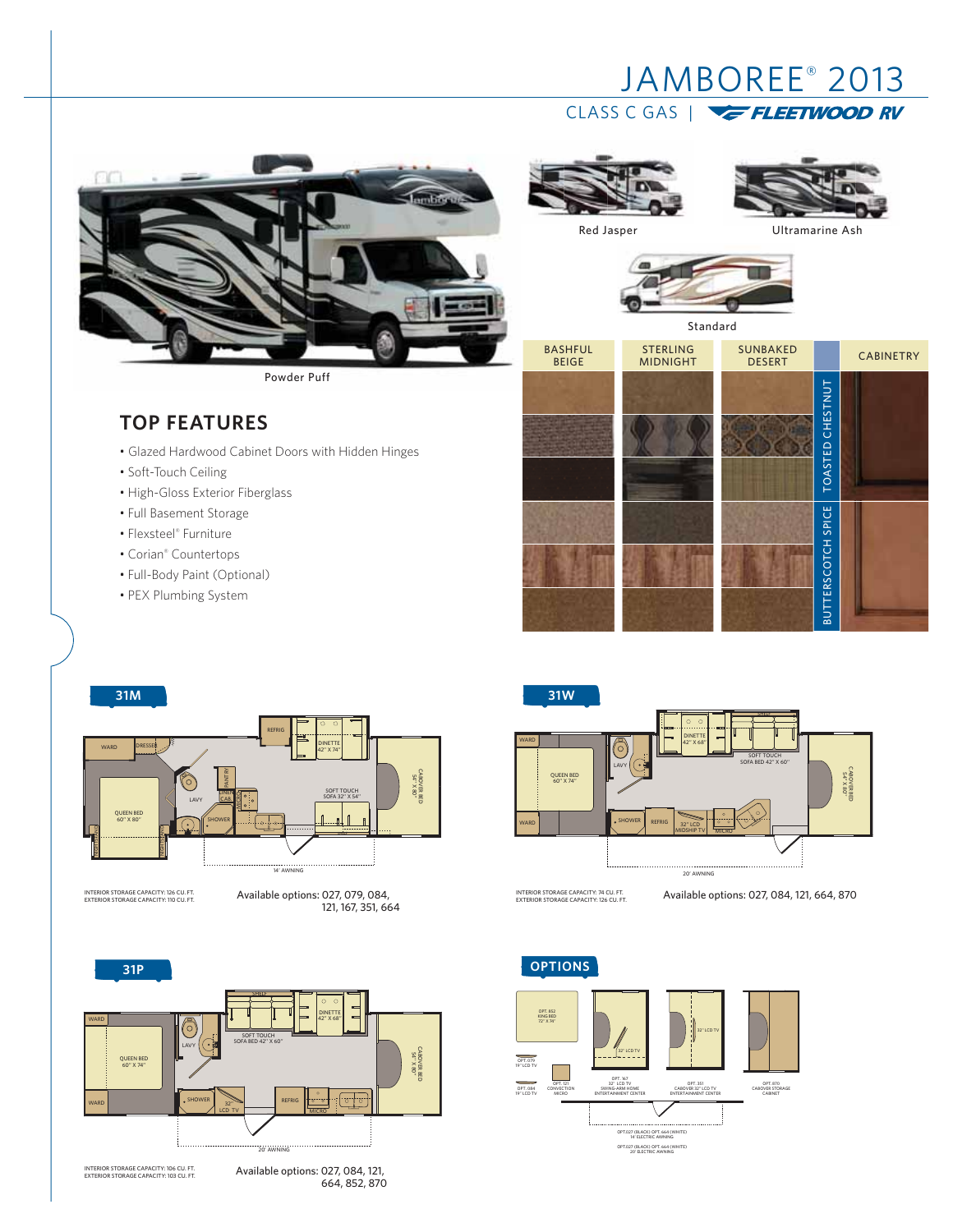# JAMBOREE® 2013

CLASS C GAS | FLEETWOOD RV

Powder Puff

Red Jasper

Ultramarine Ash

Standard

| BASHFUL BEIGE | STERLING MIDNIGHT | SUNBAKED DESERT | CABINETRY |
|---|---|---|---|
| | | | TOASTED CHESTNUT |
| | | | BUTTERSCOTCH SPICE |

## TOP FEATURES

- Glazed Hardwood Cabinet Doors with Hidden Hinges
- Soft-Touch Ceiling
- High-Gloss Exterior Fiberglass
- Full Basement Storage
- Flexsteel® Furniture
- Corian® Countertops
- Full-Body Paint (Optional)
- PEX Plumbing System

## 31M

WARD, DRESSER, QUEEN BED 60" X 80", LAVY, PANTRY, LINEN CAB, SHOWER, REFRIG, DINETTE 42" X 74", SOFT TOUCH SOFA 32" X 54", CABOVER BED 54" X 80", 14' AWNING

INTERIOR STORAGE CAPACITY: 126 CU. FT.
EXTERIOR STORAGE CAPACITY: 110 CU. FT.

Available options: 027, 079, 084, 121, 167, 351, 664

## 31W

WARD, QUEEN BED 60" X 74", LAVY, WARD, SHOWER, REFRIG, 32" LCD MIDSHIP TV, MICRO, DINETTE 42" X 68", SOFT TOUCH SOFA BED 42" X 60", CABOVER BED 54" X 80", 20' AWNING

INTERIOR STORAGE CAPACITY: 74 CU. FT.
EXTERIOR STORAGE CAPACITY: 126 CU. FT.

Available options: 027, 084, 121, 664, 870

## 31P

WARD, QUEEN BED 60" X 74", WARD, LAVY, SHOWER, 32" LCD TV, REFRIG, MICRO, SHELF, DINETTE 42" X 68", SOFT TOUCH SOFA BED 42" X 60", CABOVER BED 54" X 80", 20' AWNING

INTERIOR STORAGE CAPACITY: 106 CU. FT.
EXTERIOR STORAGE CAPACITY: 103 CU. FT.

Available options: 027, 084, 121, 664, 852, 870

## OPTIONS

- OPT. 852 KING BED 72" X 74"
- OPT. 079 19" LCD TV
- OPT. 084 19" LCD TV
- OPT. 121 CONVECTION MICRO
- OPT. 167 32" LCD TV SWING-ARM HOME ENTERTAINMENT CENTER
- OPT. 351 CABOVER 32" LCD TV ENTERTAINMENT CENTER
- OPT. 870 CABOVER STORAGE CABINET
- OPT.027 (BLACK) OPT. 664 (WHITE) 14' ELECTRIC AWNING
- OPT.027 (BLACK) OPT. 664 (WHITE) 20' ELECTRIC AWNING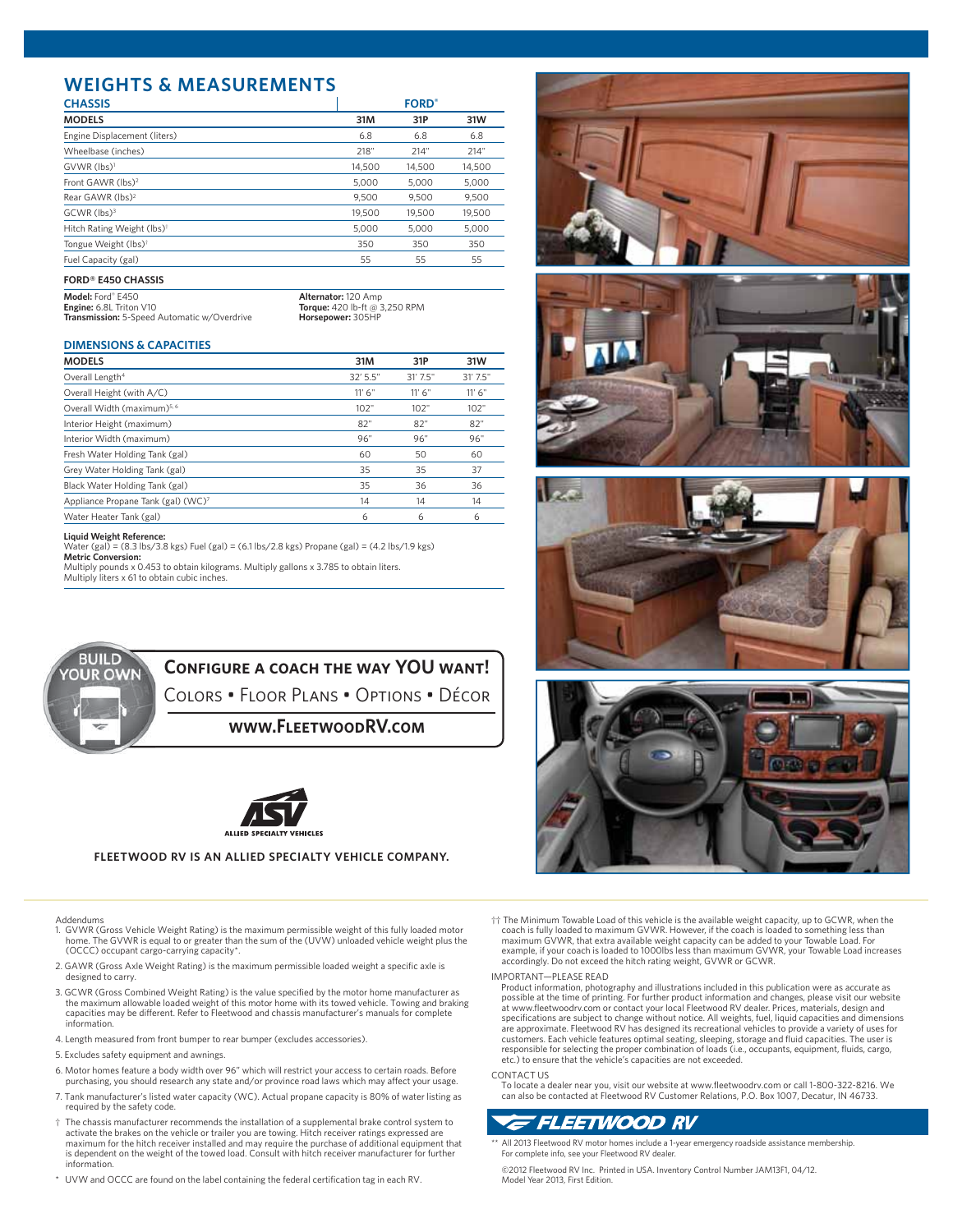# WEIGHTS & MEASUREMENTS

| CHASSIS | FORD® | | |
|---|---|---|---|
| **MODELS** | **31M** | **31P** | **31W** |
| Engine Displacement (liters) | 6.8 | 6.8 | 6.8 |
| Wheelbase (inches) | 218" | 214" | 214" |
| GVWR (lbs)[1] | 14,500 | 14,500 | 14,500 |
| Front GAWR (lbs)[2] | 5,000 | 5,000 | 5,000 |
| Rear GAWR (lbs)[2] | 9,500 | 9,500 | 9,500 |
| GCWR (lbs)[3] | 19,500 | 19,500 | 19,500 |
| Hitch Rating Weight (lbs)[†] | 5,000 | 5,000 | 5,000 |
| Tongue Weight (lbs)[†] | 350 | 350 | 350 |
| Fuel Capacity (gal) | 55 | 55 | 55 |

### FORD® E450 CHASSIS

**Model:** Ford® E450
**Engine:** 6.8L Triton V10
**Transmission:** 5-Speed Automatic w/Overdrive
**Alternator:** 120 Amp
**Torque:** 420 lb-ft @ 3,250 RPM
**Horsepower:** 305HP

### DIMENSIONS & CAPACITIES

| MODELS | 31M | 31P | 31W |
|---|---|---|---|
| Overall Length[4] | 32' 5.5" | 31' 7.5" | 31' 7.5" |
| Overall Height (with A/C) | 11' 6" | 11' 6" | 11' 6" |
| Overall Width (maximum)[5,6] | 102" | 102" | 102" |
| Interior Height (maximum) | 82" | 82" | 82" |
| Interior Width (maximum) | 96" | 96" | 96" |
| Fresh Water Holding Tank (gal) | 60 | 50 | 60 |
| Grey Water Holding Tank (gal) | 35 | 35 | 37 |
| Black Water Holding Tank (gal) | 35 | 36 | 36 |
| Appliance Propane Tank (gal) (WC)[7] | 14 | 14 | 14 |
| Water Heater Tank (gal) | 6 | 6 | 6 |

**Liquid Weight Reference:**
Water (gal) = (8.3 lbs/3.8 kgs) Fuel (gal) = (6.1 lbs/2.8 kgs) Propane (gal) = (4.2 lbs/1.9 kgs)
**Metric Conversion:**
Multiply pounds x 0.453 to obtain kilograms. Multiply gallons x 3.785 to obtain liters.
Multiply liters x 61 to obtain cubic inches.

BUILD YOUR OWN

**CONFIGURE A COACH THE WAY YOU WANT!**

COLORS • FLOOR PLANS • OPTIONS • DÉCOR

**www.FleetwoodRV.com**

ALLIED SPECIALTY VEHICLES

**FLEETWOOD RV IS AN ALLIED SPECIALTY VEHICLE COMPANY.**

Addendums

1. GVWR (Gross Vehicle Weight Rating) is the maximum permissible weight of this fully loaded motor home. The GVWR is equal to or greater than the sum of the (UVW) unloaded vehicle weight plus the (OCCC) occupant cargo-carrying capacity*.
2. GAWR (Gross Axle Weight Rating) is the maximum permissible loaded weight a specific axle is designed to carry.
3. GCWR (Gross Combined Weight Rating) is the value specified by the motor home manufacturer as the maximum allowable loaded weight of this motor home with its towed vehicle. Towing and braking capacities may be different. Refer to Fleetwood and chassis manufacturer's manuals for complete information.
4. Length measured from front bumper to rear bumper (excludes accessories).
5. Excludes safety equipment and awnings.
6. Motor homes feature a body width over 96" which will restrict your access to certain roads. Before purchasing, you should research any state and/or province road laws which may affect your usage.
7. Tank manufacturer's listed water capacity (WC). Actual propane capacity is 80% of water listing as required by the safety code.

† The chassis manufacturer recommends the installation of a supplemental brake control system to activate the brakes on the vehicle or trailer you are towing. Hitch receiver ratings expressed are maximum for the hitch receiver installed and may require the purchase of additional equipment that is dependent on the weight of the towed load. Consult with hitch receiver manufacturer for further information.

\* UVW and OCCC are found on the label containing the federal certification tag in each RV.

†† The Minimum Towable Load of this vehicle is the available weight capacity, up to GCWR, when the coach is fully loaded to maximum GVWR. However, if the coach is loaded to something less than maximum GVWR, that extra available weight capacity can be added to your Towable Load. For example, if your coach is loaded to 1000lbs less than maximum GVWR, your Towable Load increases accordingly. Do not exceed the hitch rating weight, GVWR or GCWR.

IMPORTANT—PLEASE READ

Product information, photography and illustrations included in this publication were as accurate as possible at the time of printing. For further product information and changes, please visit our website at www.fleetwoodrv.com or contact your local Fleetwood RV dealer. Prices, materials, design and specifications are subject to change without notice. All weights, fuel, liquid capacities and dimensions are approximate. Fleetwood RV has designed its recreational vehicles to provide a variety of uses for customers. Each vehicle features optimal seating, sleeping, storage and fluid capacities. The user is responsible for selecting the proper combination of loads (i.e., occupants, equipment, fluids, cargo, etc.) to ensure that the vehicle's capacities are not exceeded.

CONTACT US

To locate a dealer near you, visit our website at www.fleetwoodrv.com or call 1-800-322-8216. We can also be contacted at Fleetwood RV Customer Relations, P.O. Box 1007, Decatur, IN 46733.

FLEETWOOD RV

\*\* All 2013 Fleetwood RV motor homes include a 1-year emergency roadside assistance membership. For complete info, see your Fleetwood RV dealer.

©2012 Fleetwood RV Inc. Printed in USA. Inventory Control Number JAM13F1, 04/12.
Model Year 2013, First Edition.